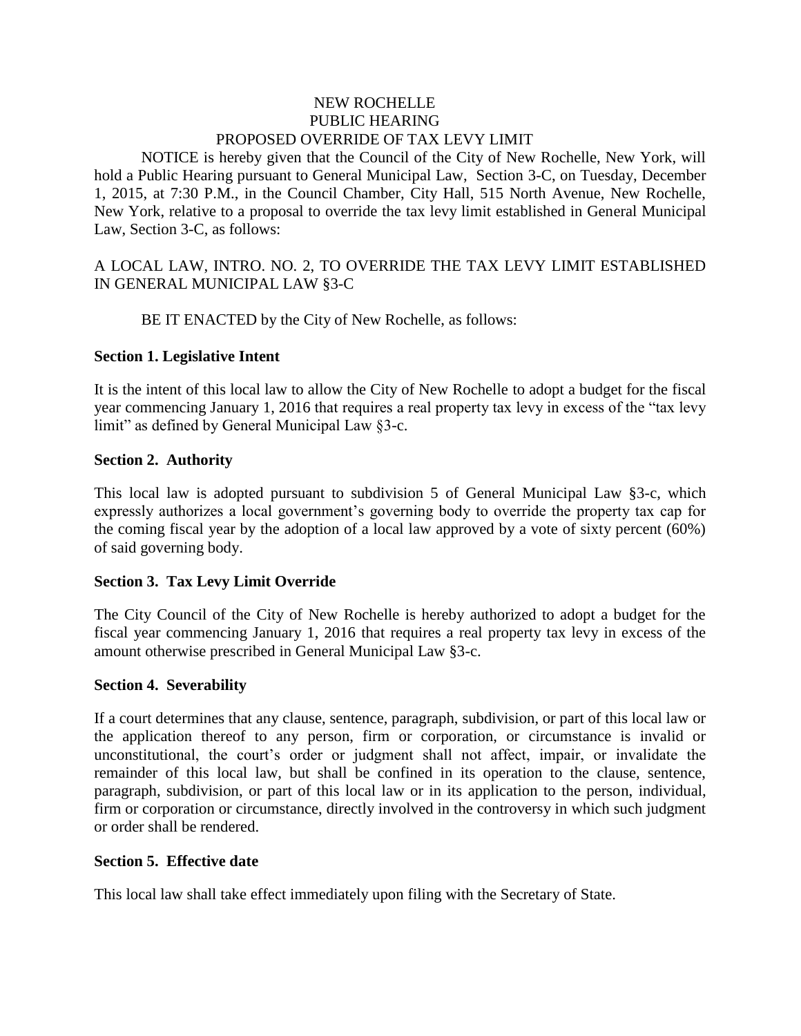# NEW ROCHELLE
## PUBLIC HEARING
## PROPOSED OVERRIDE OF TAX LEVY LIMIT

NOTICE is hereby given that the Council of the City of New Rochelle, New York, will hold a Public Hearing pursuant to General Municipal Law, Section 3-C, on Tuesday, December 1, 2015, at 7:30 P.M., in the Council Chamber, City Hall, 515 North Avenue, New Rochelle, New York, relative to a proposal to override the tax levy limit established in General Municipal Law, Section 3-C, as follows:

A LOCAL LAW, INTRO. NO. 2, TO OVERRIDE THE TAX LEVY LIMIT ESTABLISHED IN GENERAL MUNICIPAL LAW §3-C

BE IT ENACTED by the City of New Rochelle, as follows:

**Section 1. Legislative Intent**

It is the intent of this local law to allow the City of New Rochelle to adopt a budget for the fiscal year commencing January 1, 2016 that requires a real property tax levy in excess of the "tax levy limit" as defined by General Municipal Law §3-c.

**Section 2. Authority**

This local law is adopted pursuant to subdivision 5 of General Municipal Law §3-c, which expressly authorizes a local government's governing body to override the property tax cap for the coming fiscal year by the adoption of a local law approved by a vote of sixty percent (60%) of said governing body.

**Section 3. Tax Levy Limit Override**

The City Council of the City of New Rochelle is hereby authorized to adopt a budget for the fiscal year commencing January 1, 2016 that requires a real property tax levy in excess of the amount otherwise prescribed in General Municipal Law §3-c.

**Section 4. Severability**

If a court determines that any clause, sentence, paragraph, subdivision, or part of this local law or the application thereof to any person, firm or corporation, or circumstance is invalid or unconstitutional, the court's order or judgment shall not affect, impair, or invalidate the remainder of this local law, but shall be confined in its operation to the clause, sentence, paragraph, subdivision, or part of this local law or in its application to the person, individual, firm or corporation or circumstance, directly involved in the controversy in which such judgment or order shall be rendered.

**Section 5. Effective date**

This local law shall take effect immediately upon filing with the Secretary of State.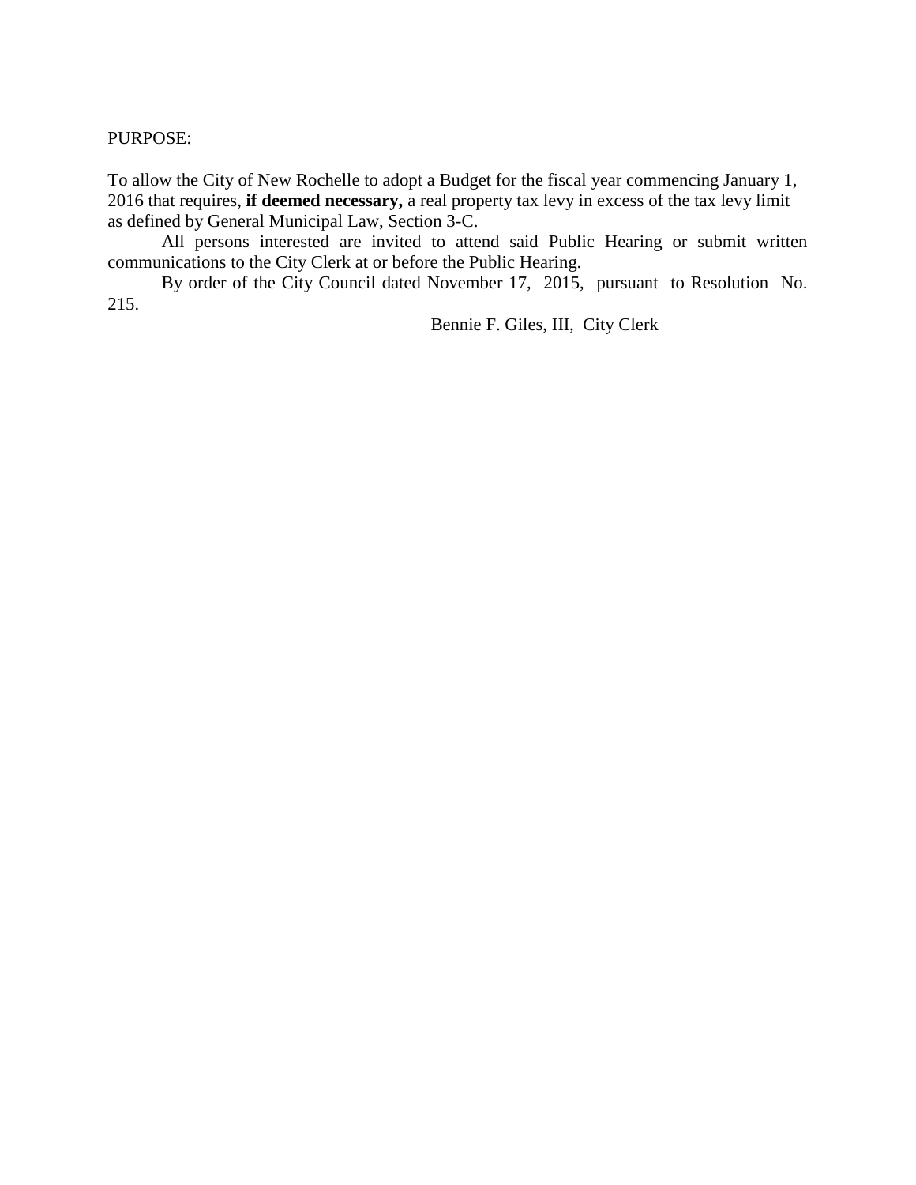PURPOSE:

To allow the City of New Rochelle to adopt a Budget for the fiscal year commencing January 1, 2016 that requires, **if deemed necessary,** a real property tax levy in excess of the tax levy limit as defined by General Municipal Law, Section 3-C.

All persons interested are invited to attend said Public Hearing or submit written communications to the City Clerk at or before the Public Hearing.

By order of the City Council dated November 17, 2015, pursuant to Resolution No. 215.

Bennie F. Giles, III, City Clerk